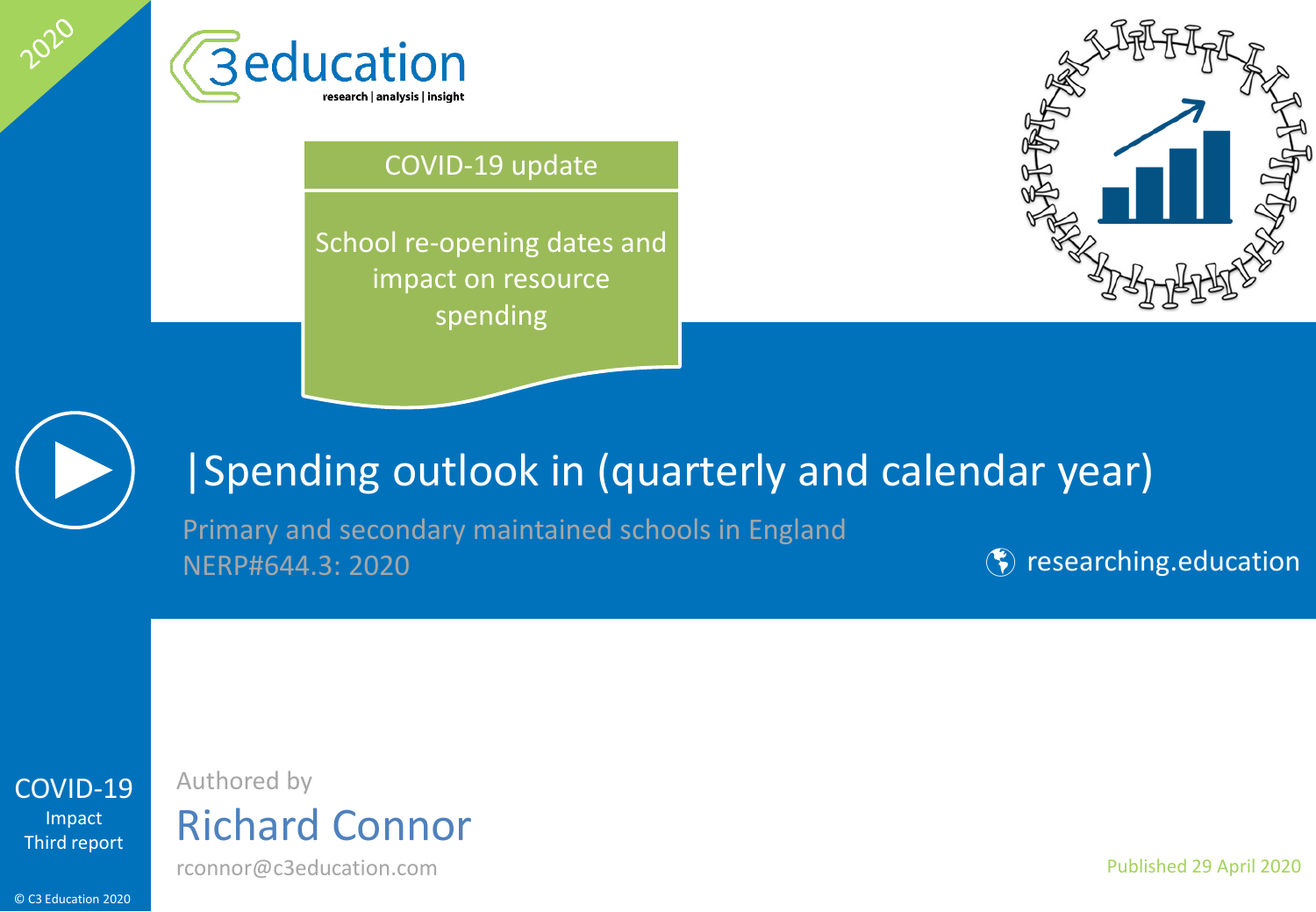2020

C3 education
research | analysis | insight

COVID-19 update

School re-opening dates and impact on resource spending

# |Spending outlook in (quarterly and calendar year)

Primary and secondary maintained schools in England
NERP#644.3: 2020

researching.education

COVID-19
Impact
Third report

Authored by

**Richard Connor**

rconnor@c3education.com

Published 29 April 2020

© C3 Education 2020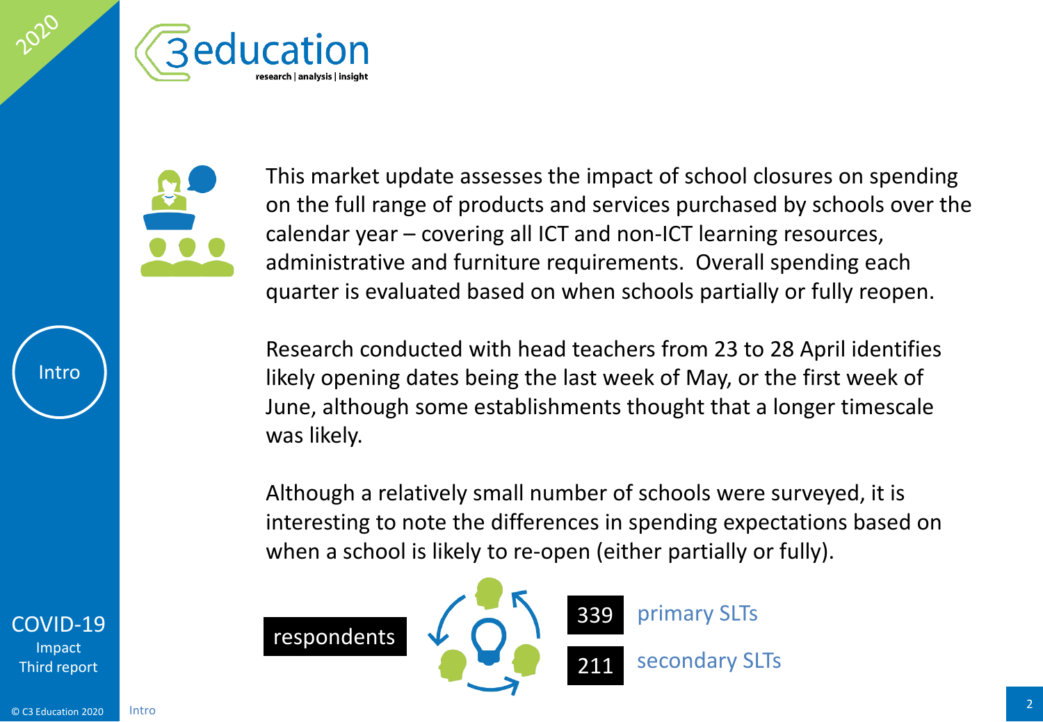This market update assesses the impact of school closures on spending on the full range of products and services purchased by schools over the calendar year – covering all ICT and non-ICT learning resources, administrative and furniture requirements. Overall spending each quarter is evaluated based on when schools partially or fully reopen.

Research conducted with head teachers from 23 to 28 April identifies likely opening dates being the last week of May, or the first week of June, although some establishments thought that a longer timescale was likely.

Although a relatively small number of schools were surveyed, it is interesting to note the differences in spending expectations based on when a school is likely to re-open (either partially or fully).

**respondents**

- **339** primary SLTs
- **211** secondary SLTs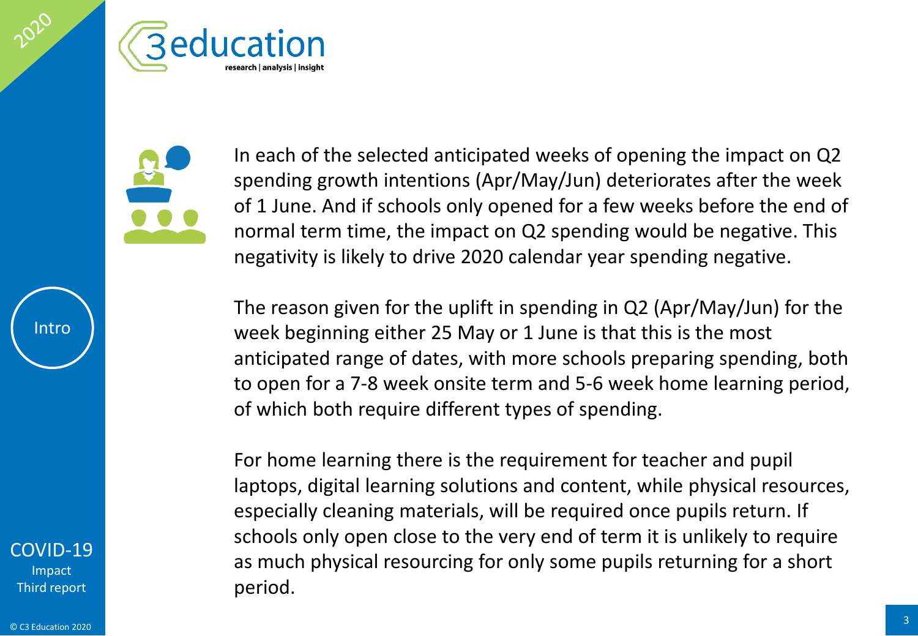In each of the selected anticipated weeks of opening the impact on Q2 spending growth intentions (Apr/May/Jun) deteriorates after the week of 1 June. And if schools only opened for a few weeks before the end of normal term time, the impact on Q2 spending would be negative. This negativity is likely to drive 2020 calendar year spending negative.

The reason given for the uplift in spending in Q2 (Apr/May/Jun) for the week beginning either 25 May or 1 June is that this is the most anticipated range of dates, with more schools preparing spending, both to open for a 7-8 week onsite term and 5-6 week home learning period, of which both require different types of spending.

For home learning there is the requirement for teacher and pupil laptops, digital learning solutions and content, while physical resources, especially cleaning materials, will be required once pupils return. If schools only open close to the very end of term it is unlikely to require as much physical resourcing for only some pupils returning for a short period.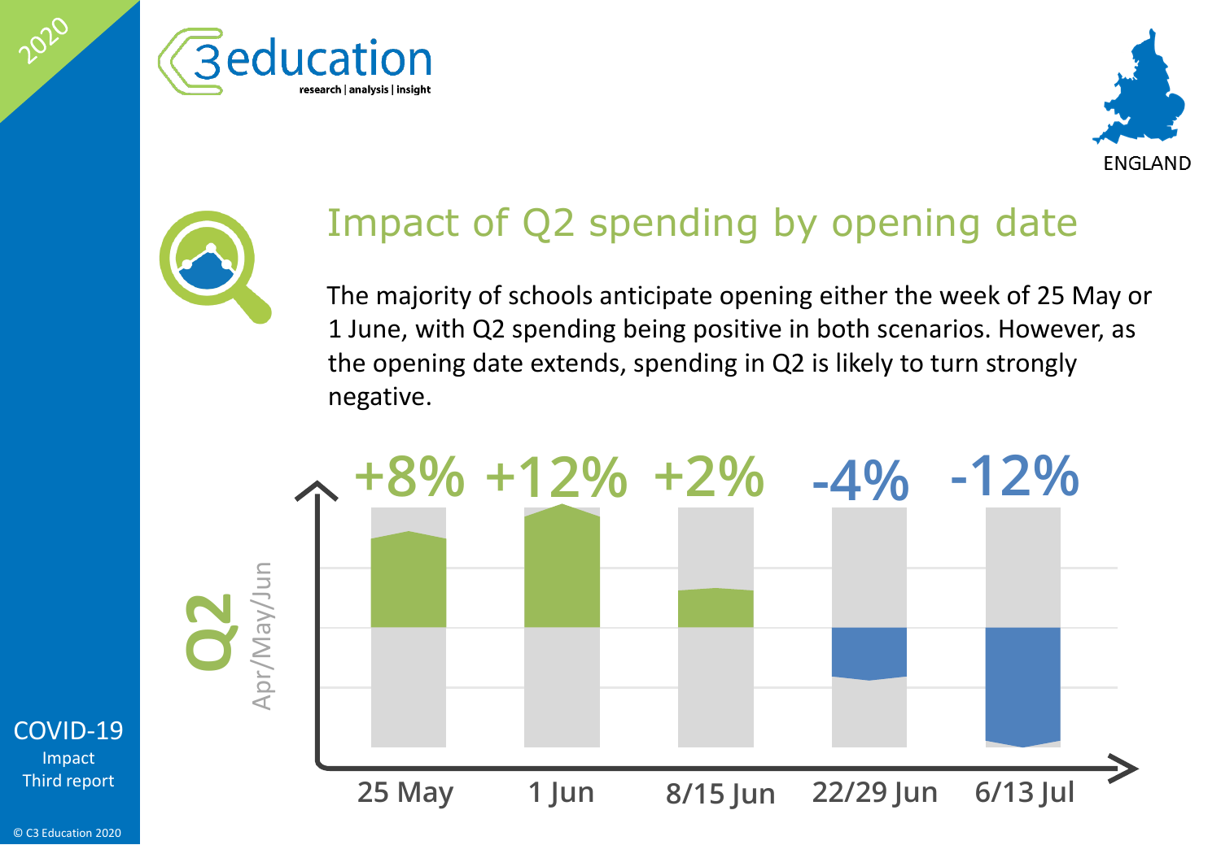# Impact of Q2 spending by opening date

The majority of schools anticipate opening either the week of 25 May or 1 June, with Q2 spending being positive in both scenarios. However, as the opening date extends, spending in Q2 is likely to turn strongly negative.

**Q2** Apr/May/Jun

| Opening date | 25 May | 1 Jun | 8/15 Jun | 22/29 Jun | 6/13 Jul |
|---|---|---|---|---|---|
| Q2 spending | +8% | +12% | +2% | -4% | -12% |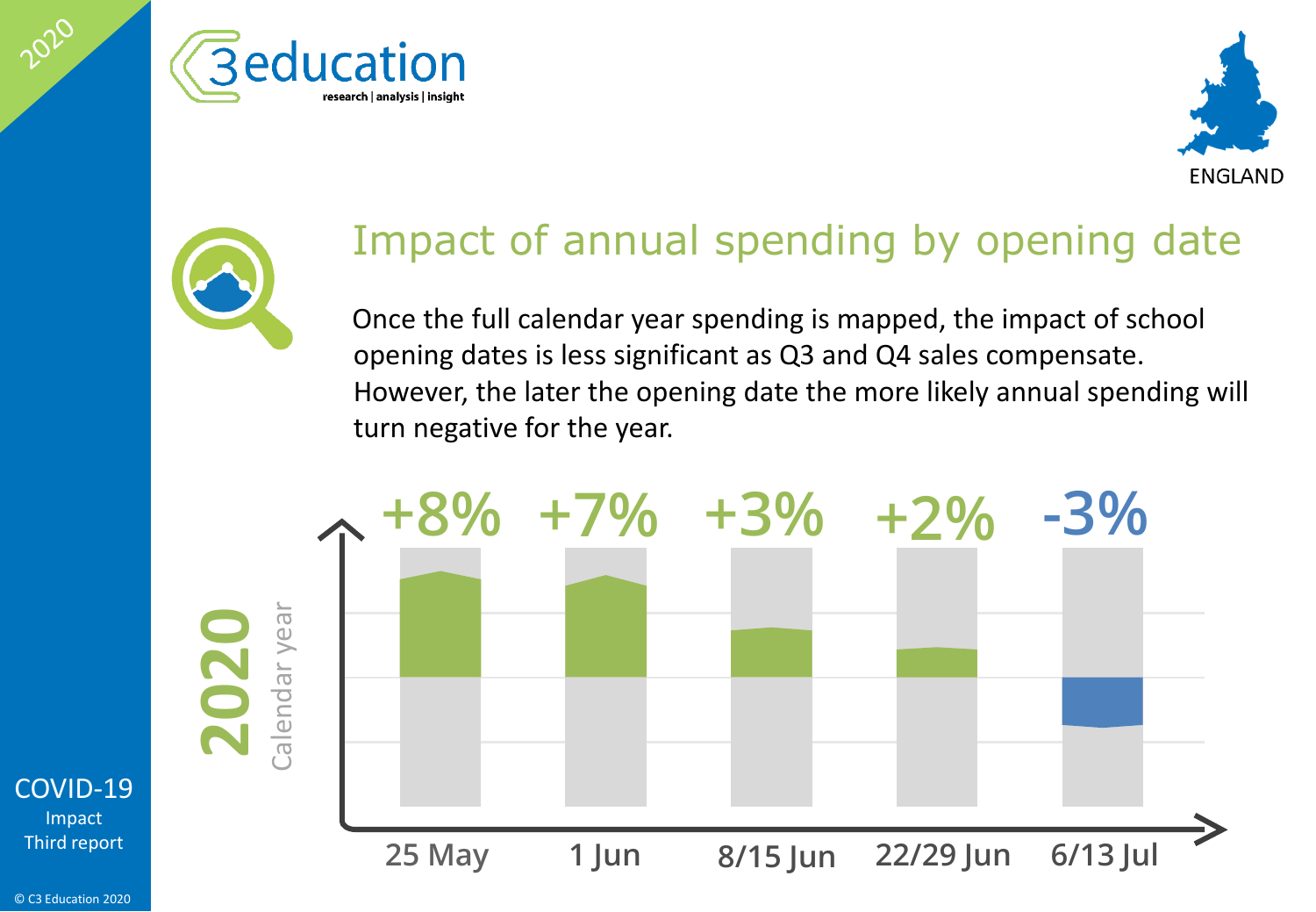## Impact of annual spending by opening date

Once the full calendar year spending is mapped, the impact of school opening dates is less significant as Q3 and Q4 sales compensate. However, the later the opening date the more likely annual spending will turn negative for the year.

**2020** Calendar year

| Opening date | 25 May | 1 Jun | 8/15 Jun | 22/29 Jun | 6/13 Jul |
|---|---|---|---|---|---|
| Annual spending impact | +8% | +7% | +3% | +2% | -3% |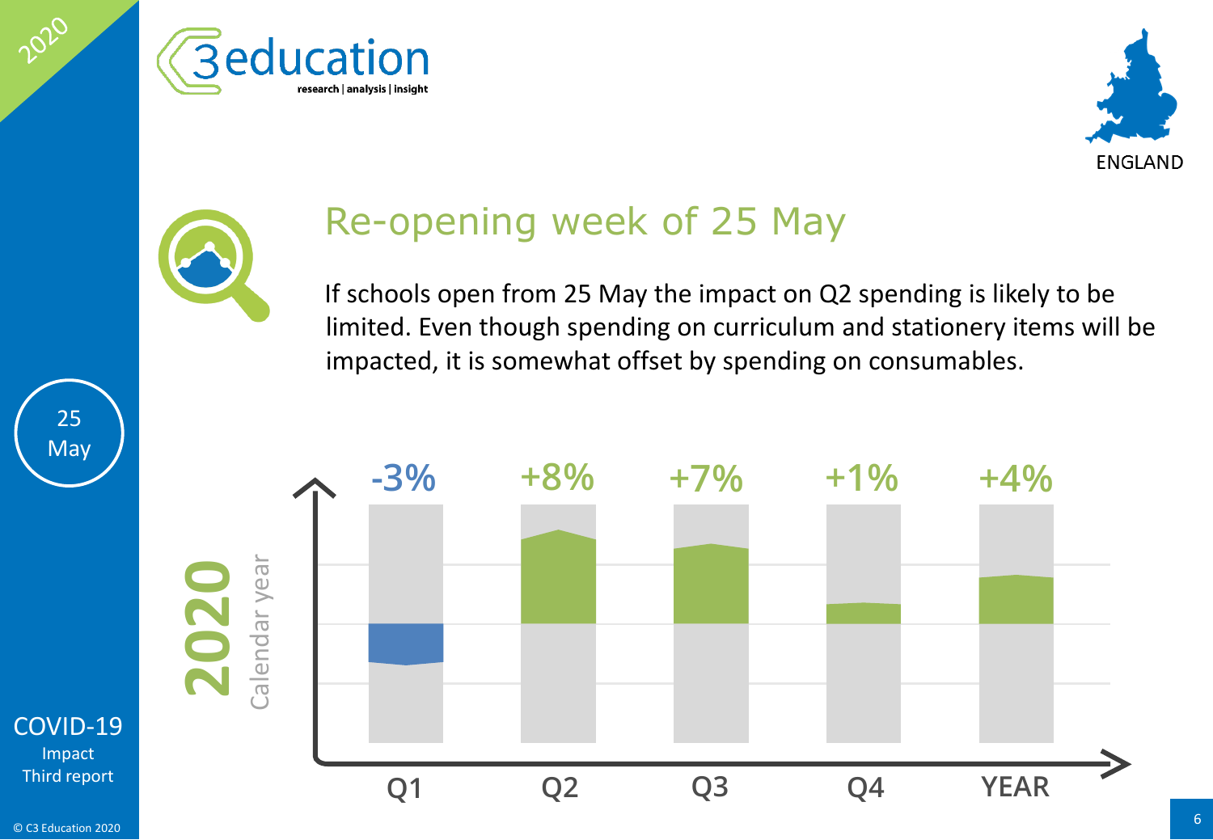# Re-opening week of 25 May

If schools open from 25 May the impact on Q2 spending is likely to be limited. Even though spending on curriculum and stationery items will be impacted, it is somewhat offset by spending on consumables.

**2020** Calendar year

| Q1 | Q2 | Q3 | Q4 | YEAR |
|---|---|---|---|---|
| -3% | +8% | +7% | +1% | +4% |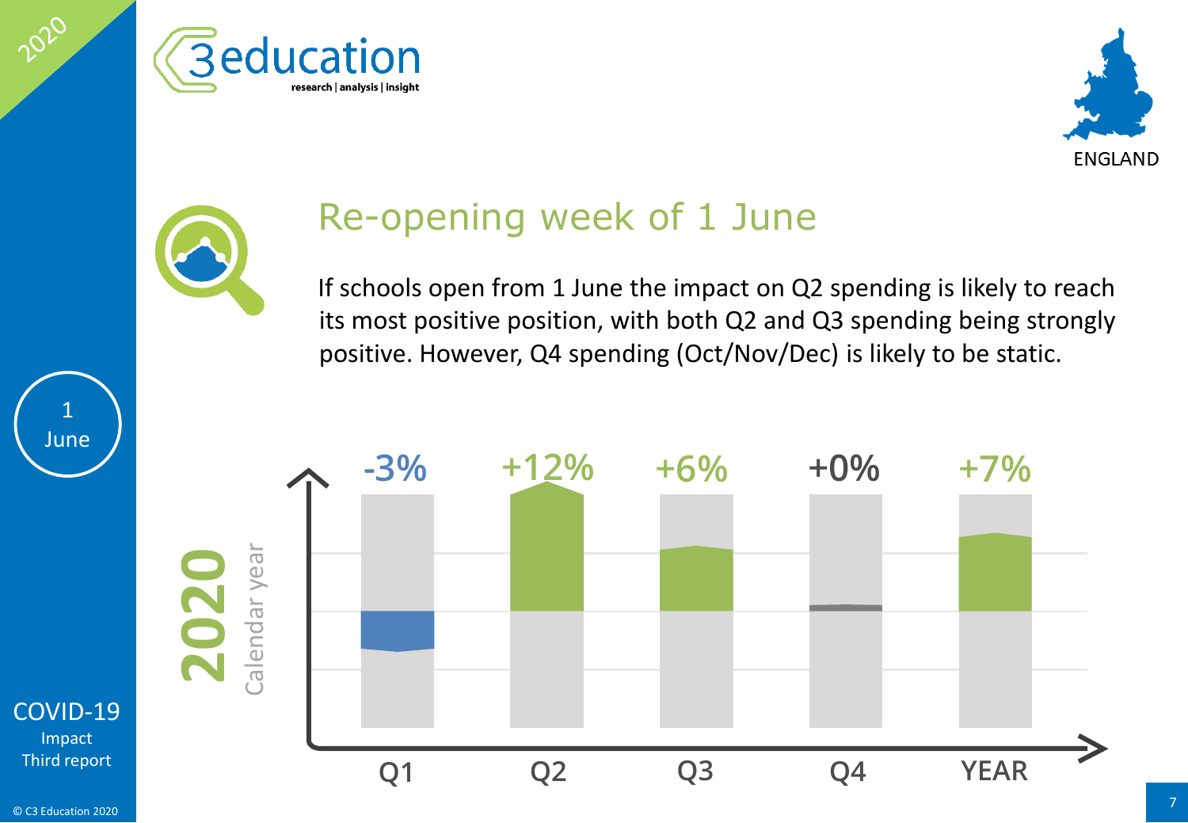# Re-opening week of 1 June

If schools open from 1 June the impact on Q2 spending is likely to reach its most positive position, with both Q2 and Q3 spending being strongly positive. However, Q4 spending (Oct/Nov/Dec) is likely to be static.

**2020** Calendar year

| Q1 | Q2 | Q3 | Q4 | YEAR |
|---|---|---|---|---|
| -3% | +12% | +6% | +0% | +7% |

1 June

COVID-19 Impact Third report

© C3 Education 2020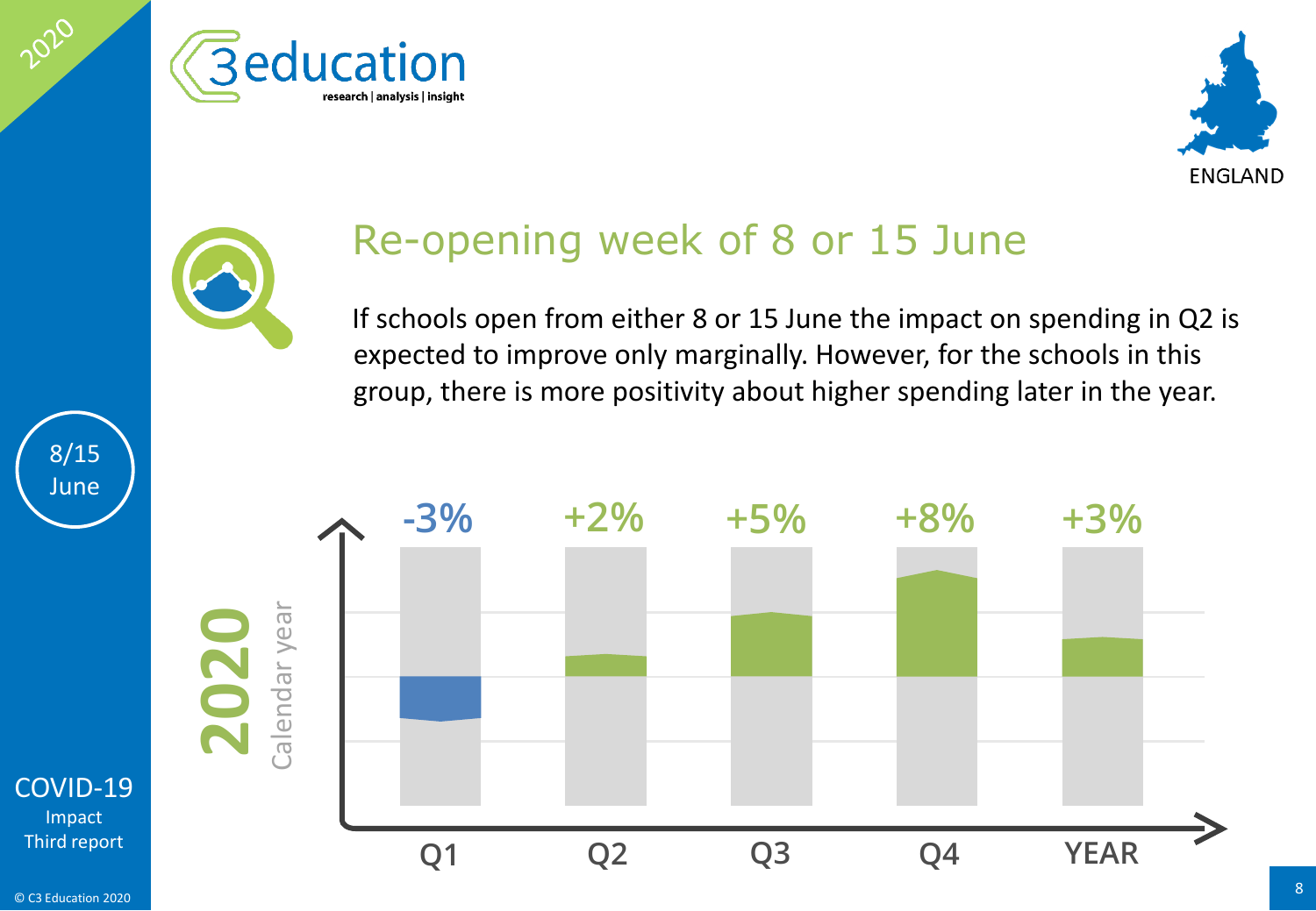## Re-opening week of 8 or 15 June

If schools open from either 8 or 15 June the impact on spending in Q2 is expected to improve only marginally. However, for the schools in this group, there is more positivity about higher spending later in the year.

**2020** Calendar year

| Q1 | Q2 | Q3 | Q4 | YEAR |
|---|---|---|---|---|
| -3% | +2% | +5% | +8% | +3% |

8/15 June

COVID-19 Impact Third report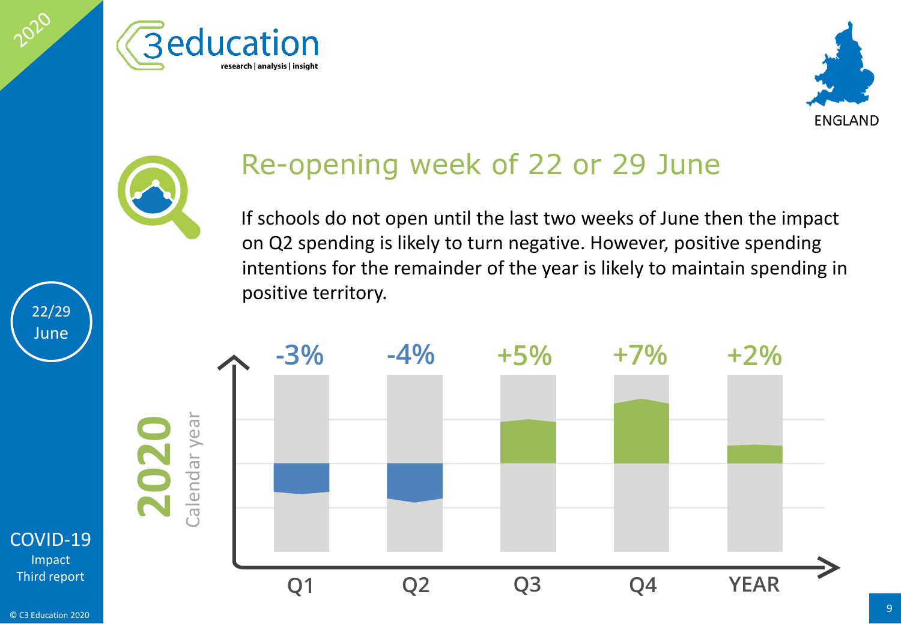## Re-opening week of 22 or 29 June

If schools do not open until the last two weeks of June then the impact on Q2 spending is likely to turn negative. However, positive spending intentions for the remainder of the year is likely to maintain spending in positive territory.

**2020** Calendar year

| Q1 | Q2 | Q3 | Q4 | YEAR |
| --- | --- | --- | --- | --- |
| -3% | -4% | +5% | +7% | +2% |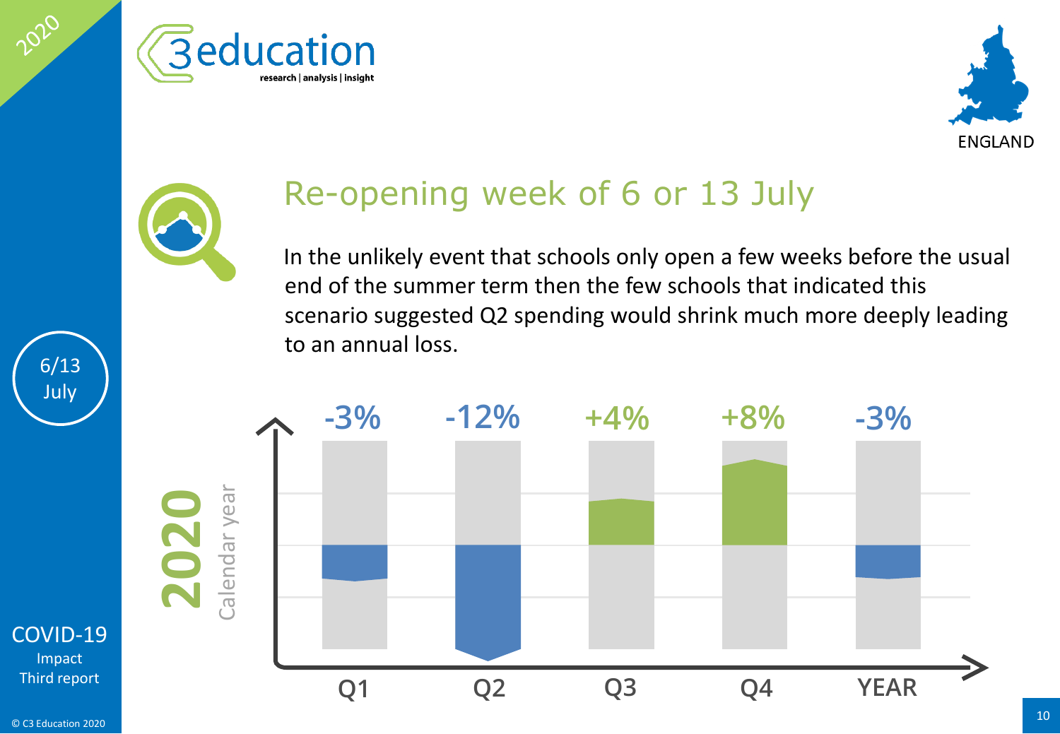## Re-opening week of 6 or 13 July

In the unlikely event that schools only open a few weeks before the usual end of the summer term then the few schools that indicated this scenario suggested Q2 spending would shrink much more deeply leading to an annual loss.

**2020** Calendar year

| Q1 | Q2 | Q3 | Q4 | YEAR |
|---|---|---|---|---|
| -3% | -12% | +4% | +8% | -3% |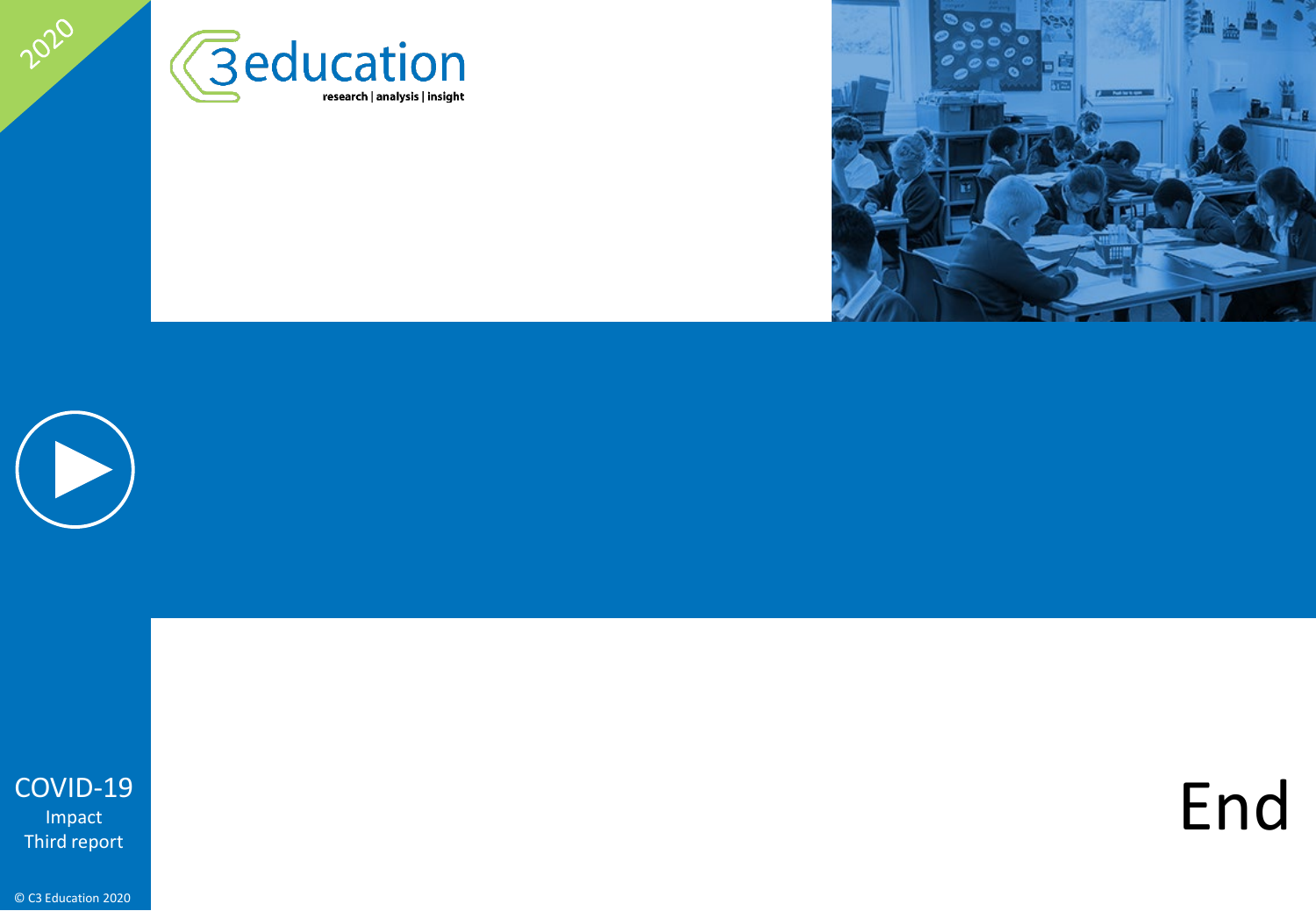# End